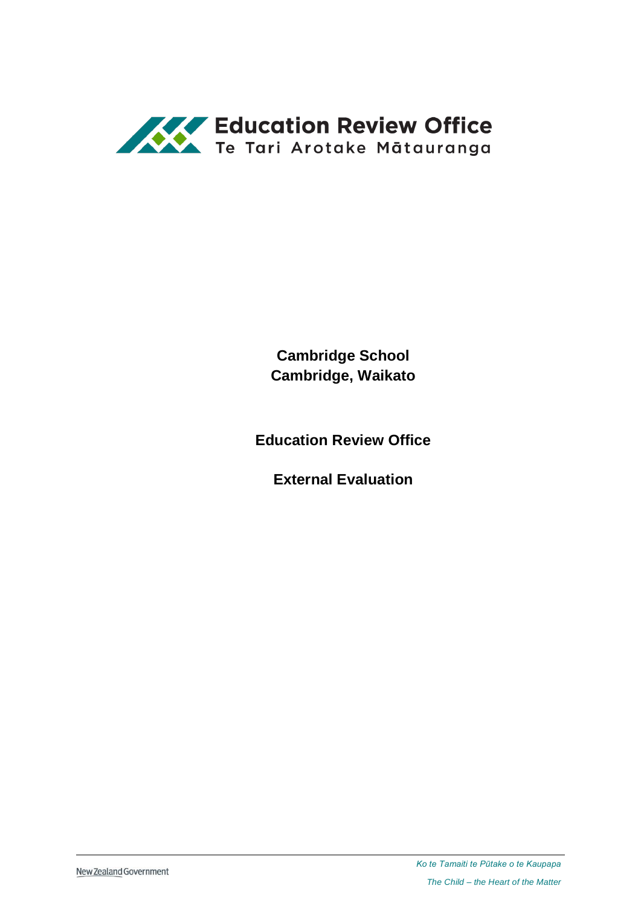Education Review Office
Te Tari Arotake Mātauranga

**Cambridge School**
**Cambridge, Waikato**

**Education Review Office**

**External Evaluation**

New Zealand Government

*Ko te Tamaiti te Pūtake o te Kaupapa*

*The Child – the Heart of the Matter*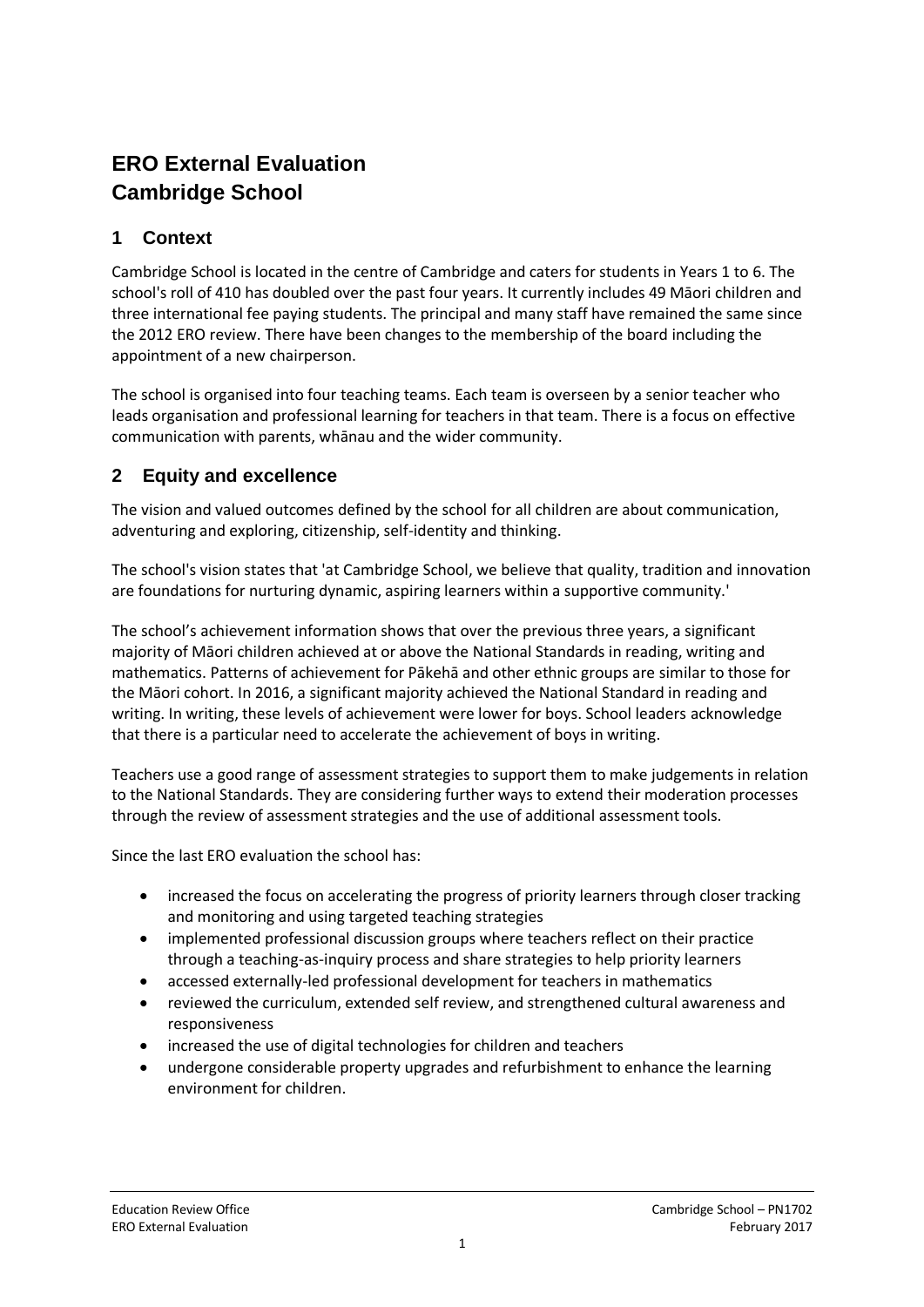# ERO External Evaluation
# Cambridge School

## 1 Context

Cambridge School is located in the centre of Cambridge and caters for students in Years 1 to 6. The school's roll of 410 has doubled over the past four years. It currently includes 49 Māori children and three international fee paying students. The principal and many staff have remained the same since the 2012 ERO review. There have been changes to the membership of the board including the appointment of a new chairperson.

The school is organised into four teaching teams. Each team is overseen by a senior teacher who leads organisation and professional learning for teachers in that team. There is a focus on effective communication with parents, whānau and the wider community.

## 2 Equity and excellence

The vision and valued outcomes defined by the school for all children are about communication, adventuring and exploring, citizenship, self-identity and thinking.

The school's vision states that 'at Cambridge School, we believe that quality, tradition and innovation are foundations for nurturing dynamic, aspiring learners within a supportive community.'

The school's achievement information shows that over the previous three years, a significant majority of Māori children achieved at or above the National Standards in reading, writing and mathematics. Patterns of achievement for Pākehā and other ethnic groups are similar to those for the Māori cohort. In 2016, a significant majority achieved the National Standard in reading and writing. In writing, these levels of achievement were lower for boys. School leaders acknowledge that there is a particular need to accelerate the achievement of boys in writing.

Teachers use a good range of assessment strategies to support them to make judgements in relation to the National Standards. They are considering further ways to extend their moderation processes through the review of assessment strategies and the use of additional assessment tools.

Since the last ERO evaluation the school has:

- increased the focus on accelerating the progress of priority learners through closer tracking and monitoring and using targeted teaching strategies
- implemented professional discussion groups where teachers reflect on their practice through a teaching-as-inquiry process and share strategies to help priority learners
- accessed externally-led professional development for teachers in mathematics
- reviewed the curriculum, extended self review, and strengthened cultural awareness and responsiveness
- increased the use of digital technologies for children and teachers
- undergone considerable property upgrades and refurbishment to enhance the learning environment for children.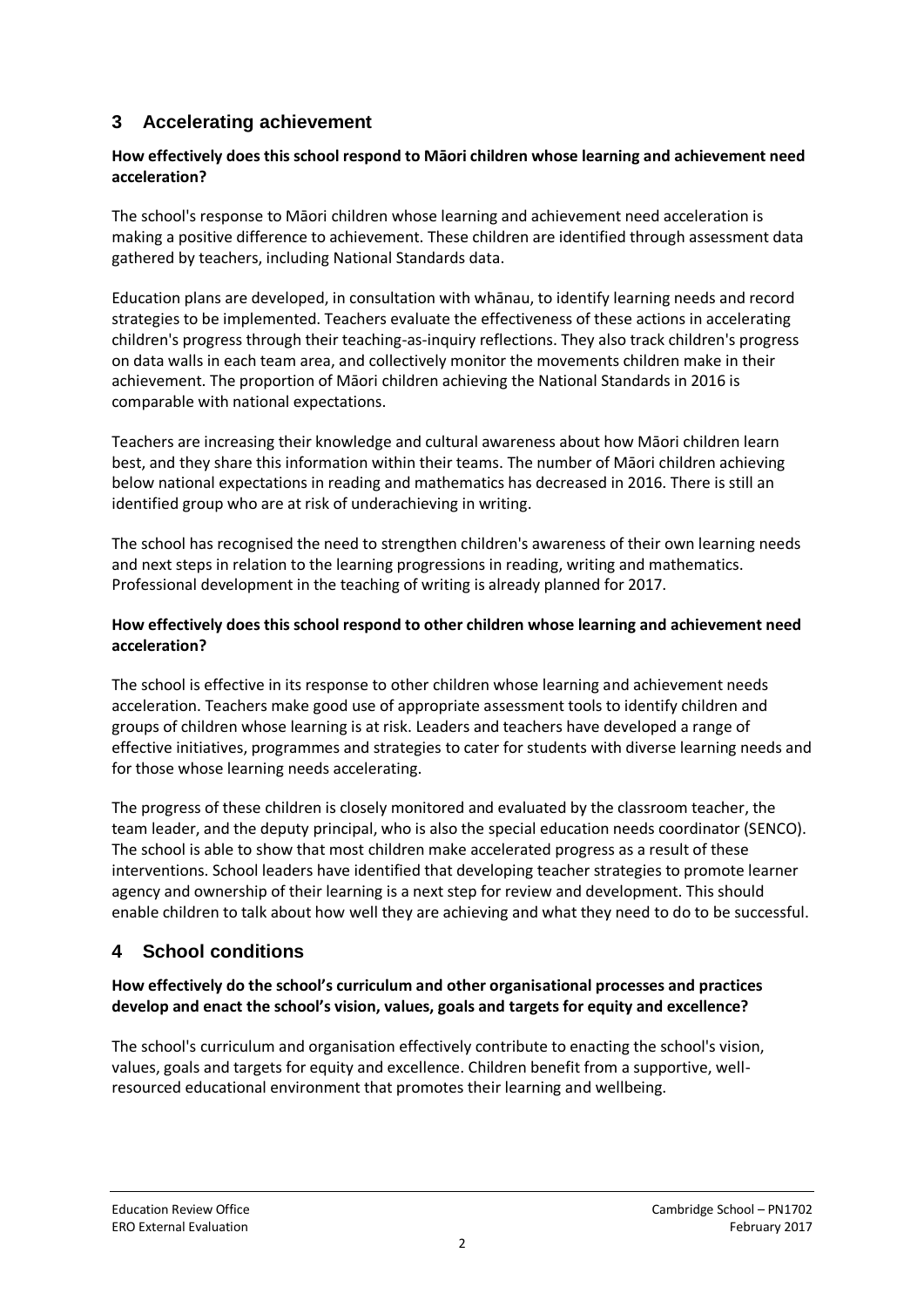## 3 Accelerating achievement

**How effectively does this school respond to Māori children whose learning and achievement need acceleration?**

The school's response to Māori children whose learning and achievement need acceleration is making a positive difference to achievement. These children are identified through assessment data gathered by teachers, including National Standards data.

Education plans are developed, in consultation with whānau, to identify learning needs and record strategies to be implemented. Teachers evaluate the effectiveness of these actions in accelerating children's progress through their teaching-as-inquiry reflections. They also track children's progress on data walls in each team area, and collectively monitor the movements children make in their achievement. The proportion of Māori children achieving the National Standards in 2016 is comparable with national expectations.

Teachers are increasing their knowledge and cultural awareness about how Māori children learn best, and they share this information within their teams. The number of Māori children achieving below national expectations in reading and mathematics has decreased in 2016. There is still an identified group who are at risk of underachieving in writing.

The school has recognised the need to strengthen children's awareness of their own learning needs and next steps in relation to the learning progressions in reading, writing and mathematics. Professional development in the teaching of writing is already planned for 2017.

**How effectively does this school respond to other children whose learning and achievement need acceleration?**

The school is effective in its response to other children whose learning and achievement needs acceleration. Teachers make good use of appropriate assessment tools to identify children and groups of children whose learning is at risk. Leaders and teachers have developed a range of effective initiatives, programmes and strategies to cater for students with diverse learning needs and for those whose learning needs accelerating.

The progress of these children is closely monitored and evaluated by the classroom teacher, the team leader, and the deputy principal, who is also the special education needs coordinator (SENCO). The school is able to show that most children make accelerated progress as a result of these interventions. School leaders have identified that developing teacher strategies to promote learner agency and ownership of their learning is a next step for review and development. This should enable children to talk about how well they are achieving and what they need to do to be successful.

## 4 School conditions

**How effectively do the school's curriculum and other organisational processes and practices develop and enact the school's vision, values, goals and targets for equity and excellence?**

The school's curriculum and organisation effectively contribute to enacting the school's vision, values, goals and targets for equity and excellence. Children benefit from a supportive, well-resourced educational environment that promotes their learning and wellbeing.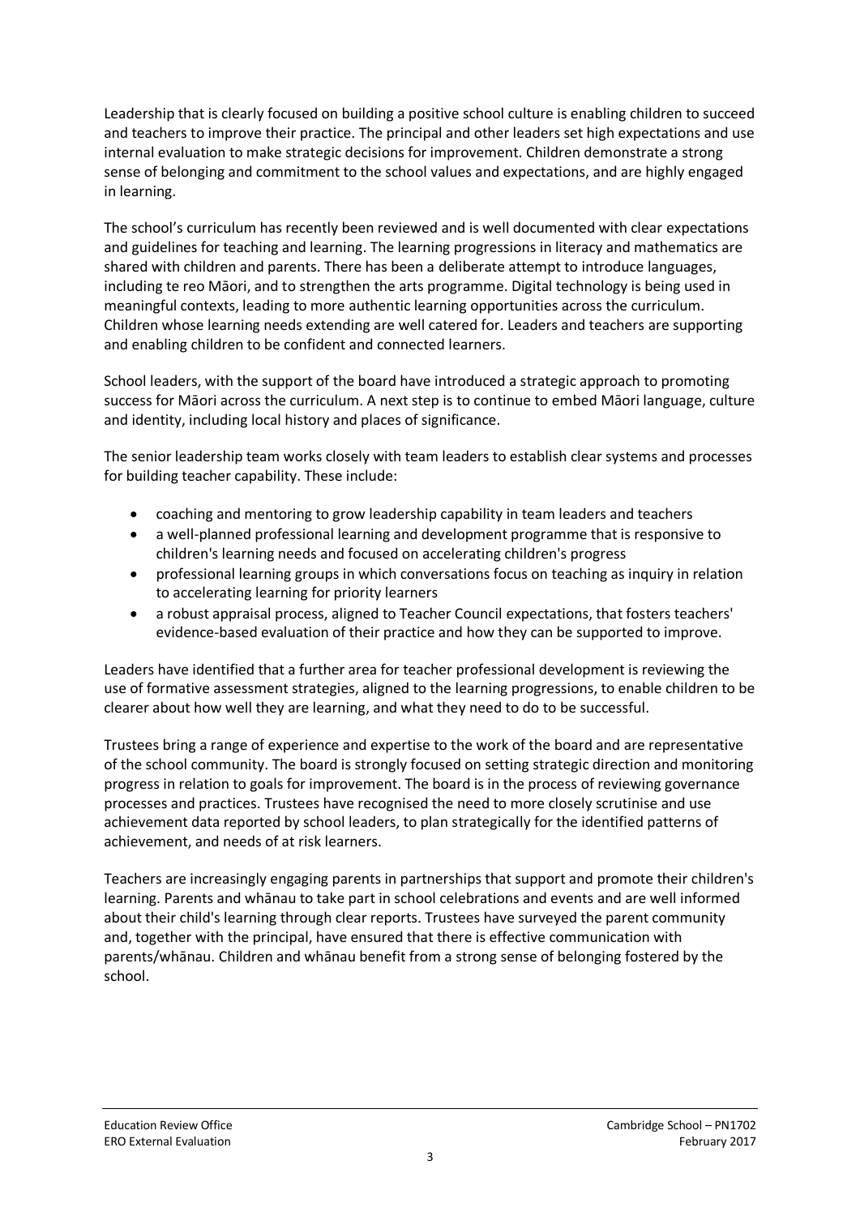Leadership that is clearly focused on building a positive school culture is enabling children to succeed and teachers to improve their practice. The principal and other leaders set high expectations and use internal evaluation to make strategic decisions for improvement. Children demonstrate a strong sense of belonging and commitment to the school values and expectations, and are highly engaged in learning.

The school's curriculum has recently been reviewed and is well documented with clear expectations and guidelines for teaching and learning. The learning progressions in literacy and mathematics are shared with children and parents. There has been a deliberate attempt to introduce languages, including te reo Māori, and to strengthen the arts programme. Digital technology is being used in meaningful contexts, leading to more authentic learning opportunities across the curriculum. Children whose learning needs extending are well catered for. Leaders and teachers are supporting and enabling children to be confident and connected learners.

School leaders, with the support of the board have introduced a strategic approach to promoting success for Māori across the curriculum. A next step is to continue to embed Māori language, culture and identity, including local history and places of significance.

The senior leadership team works closely with team leaders to establish clear systems and processes for building teacher capability. These include:

- coaching and mentoring to grow leadership capability in team leaders and teachers
- a well-planned professional learning and development programme that is responsive to children's learning needs and focused on accelerating children's progress
- professional learning groups in which conversations focus on teaching as inquiry in relation to accelerating learning for priority learners
- a robust appraisal process, aligned to Teacher Council expectations, that fosters teachers' evidence-based evaluation of their practice and how they can be supported to improve.

Leaders have identified that a further area for teacher professional development is reviewing the use of formative assessment strategies, aligned to the learning progressions, to enable children to be clearer about how well they are learning, and what they need to do to be successful.

Trustees bring a range of experience and expertise to the work of the board and are representative of the school community. The board is strongly focused on setting strategic direction and monitoring progress in relation to goals for improvement. The board is in the process of reviewing governance processes and practices. Trustees have recognised the need to more closely scrutinise and use achievement data reported by school leaders, to plan strategically for the identified patterns of achievement, and needs of at risk learners.

Teachers are increasingly engaging parents in partnerships that support and promote their children's learning. Parents and whānau to take part in school celebrations and events and are well informed about their child's learning through clear reports. Trustees have surveyed the parent community and, together with the principal, have ensured that there is effective communication with parents/whānau. Children and whānau benefit from a strong sense of belonging fostered by the school.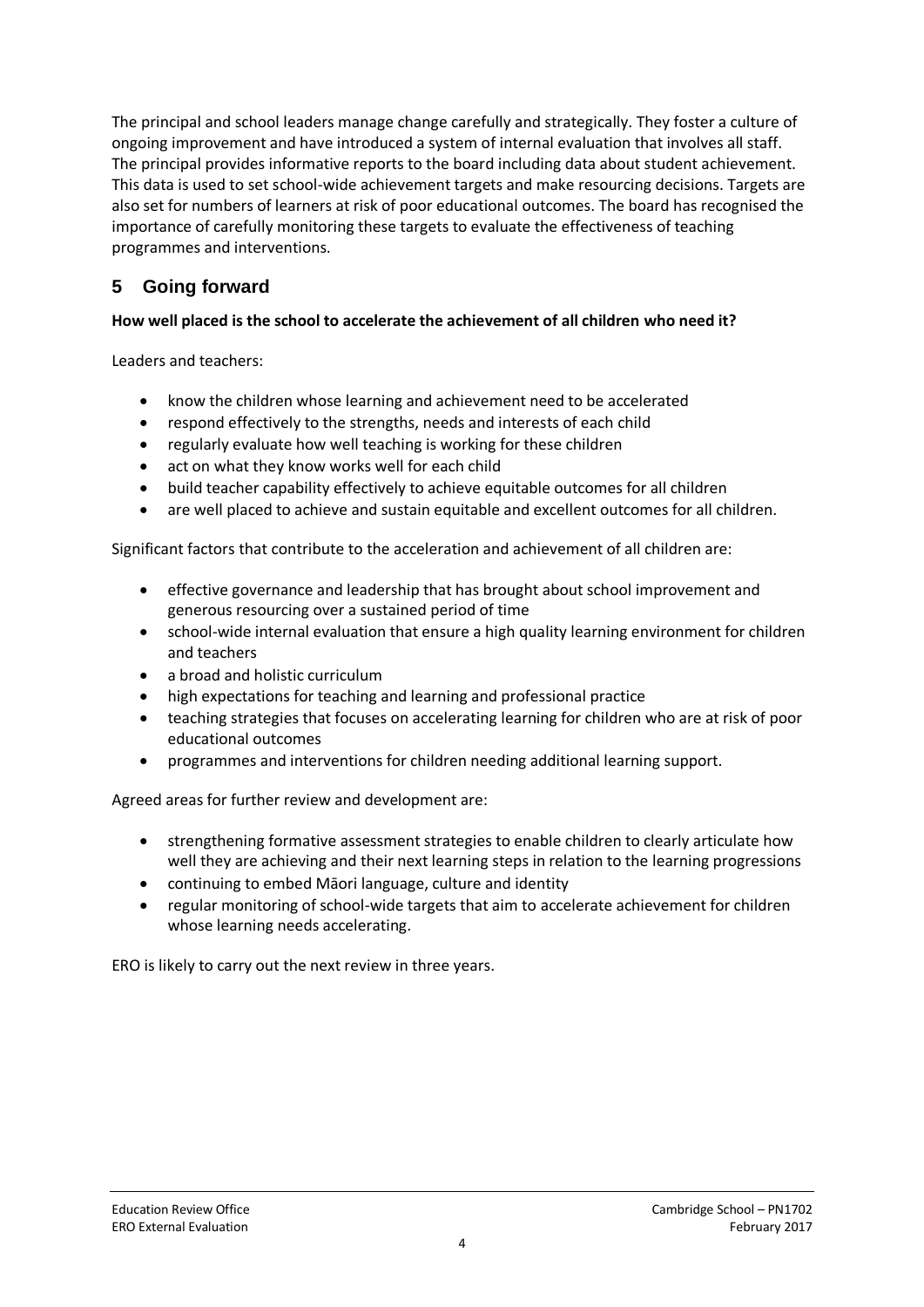The principal and school leaders manage change carefully and strategically. They foster a culture of ongoing improvement and have introduced a system of internal evaluation that involves all staff. The principal provides informative reports to the board including data about student achievement. This data is used to set school-wide achievement targets and make resourcing decisions. Targets are also set for numbers of learners at risk of poor educational outcomes. The board has recognised the importance of carefully monitoring these targets to evaluate the effectiveness of teaching programmes and interventions.

## 5 Going forward

**How well placed is the school to accelerate the achievement of all children who need it?**

Leaders and teachers:

- know the children whose learning and achievement need to be accelerated
- respond effectively to the strengths, needs and interests of each child
- regularly evaluate how well teaching is working for these children
- act on what they know works well for each child
- build teacher capability effectively to achieve equitable outcomes for all children
- are well placed to achieve and sustain equitable and excellent outcomes for all children.

Significant factors that contribute to the acceleration and achievement of all children are:

- effective governance and leadership that has brought about school improvement and generous resourcing over a sustained period of time
- school-wide internal evaluation that ensure a high quality learning environment for children and teachers
- a broad and holistic curriculum
- high expectations for teaching and learning and professional practice
- teaching strategies that focuses on accelerating learning for children who are at risk of poor educational outcomes
- programmes and interventions for children needing additional learning support.

Agreed areas for further review and development are:

- strengthening formative assessment strategies to enable children to clearly articulate how well they are achieving and their next learning steps in relation to the learning progressions
- continuing to embed Māori language, culture and identity
- regular monitoring of school-wide targets that aim to accelerate achievement for children whose learning needs accelerating.

ERO is likely to carry out the next review in three years.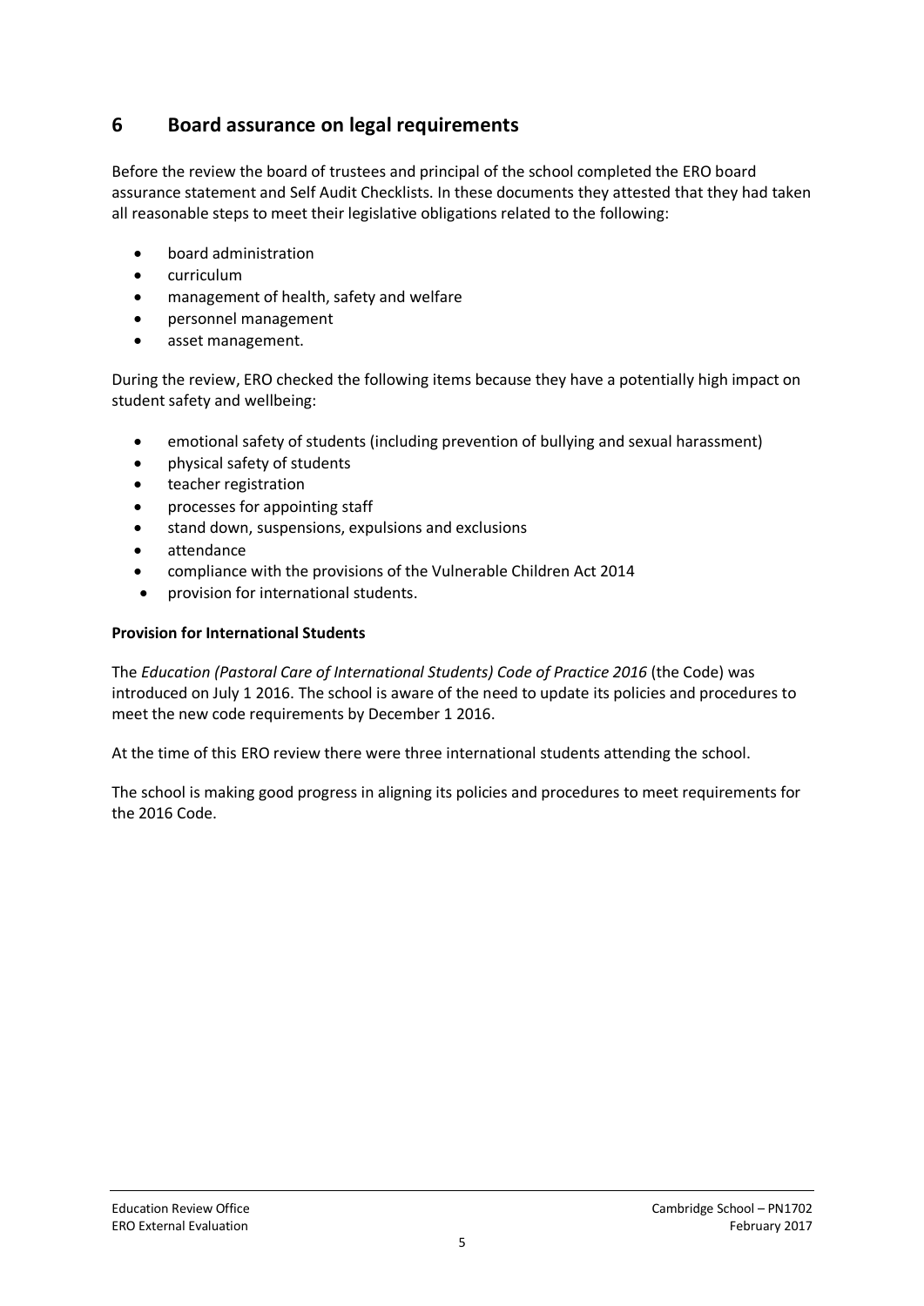## 6 Board assurance on legal requirements

Before the review the board of trustees and principal of the school completed the ERO board assurance statement and Self Audit Checklists. In these documents they attested that they had taken all reasonable steps to meet their legislative obligations related to the following:

- board administration
- curriculum
- management of health, safety and welfare
- personnel management
- asset management.

During the review, ERO checked the following items because they have a potentially high impact on student safety and wellbeing:

- emotional safety of students (including prevention of bullying and sexual harassment)
- physical safety of students
- teacher registration
- processes for appointing staff
- stand down, suspensions, expulsions and exclusions
- attendance
- compliance with the provisions of the Vulnerable Children Act 2014
- provision for international students.

**Provision for International Students**

The *Education (Pastoral Care of International Students) Code of Practice 2016* (the Code) was introduced on July 1 2016. The school is aware of the need to update its policies and procedures to meet the new code requirements by December 1 2016.

At the time of this ERO review there were three international students attending the school.

The school is making good progress in aligning its policies and procedures to meet requirements for the 2016 Code.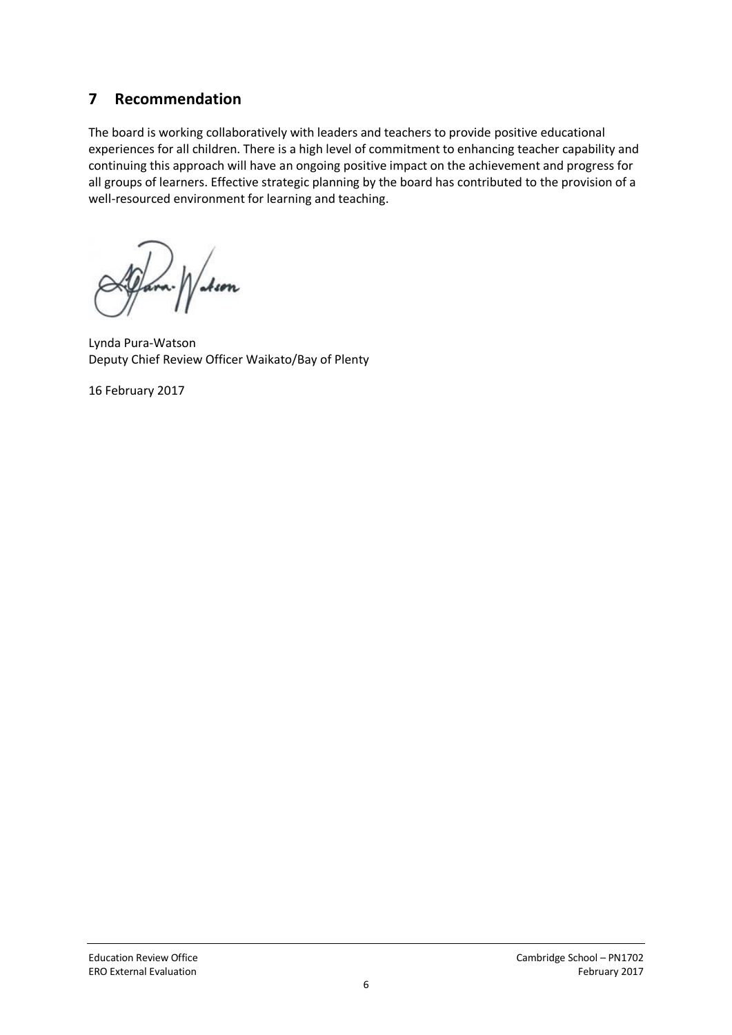## 7 Recommendation

The board is working collaboratively with leaders and teachers to provide positive educational experiences for all children. There is a high level of commitment to enhancing teacher capability and continuing this approach will have an ongoing positive impact on the achievement and progress for all groups of learners. Effective strategic planning by the board has contributed to the provision of a well-resourced environment for learning and teaching.

Lynda Pura-Watson
Deputy Chief Review Officer Waikato/Bay of Plenty

16 February 2017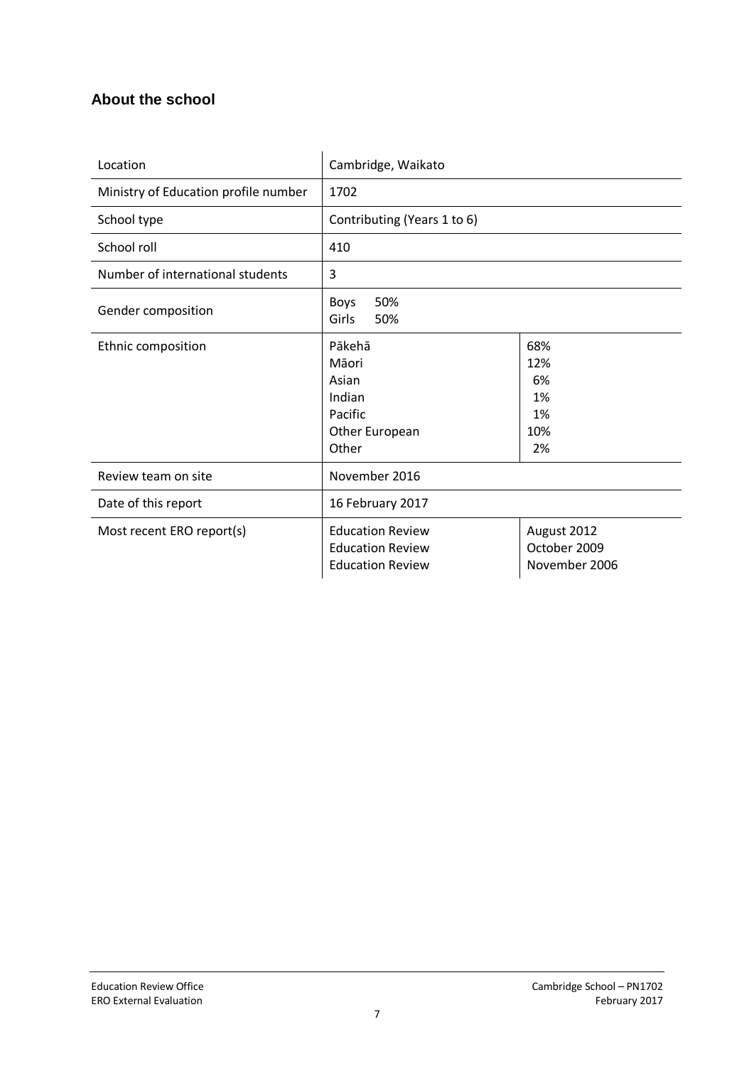## About the school

| | | |
|---|---|---|
| Location | Cambridge, Waikato | |
| Ministry of Education profile number | 1702 | |
| School type | Contributing (Years 1 to 6) | |
| School roll | 410 | |
| Number of international students | 3 | |
| Gender composition | Boys 50%<br>Girls 50% | |
| Ethnic composition | Pākehā<br>Māori<br>Asian<br>Indian<br>Pacific<br>Other European<br>Other | 68%<br>12%<br>6%<br>1%<br>1%<br>10%<br>2% |
| Review team on site | November 2016 | |
| Date of this report | 16 February 2017 | |
| Most recent ERO report(s) | Education Review<br>Education Review<br>Education Review | August 2012<br>October 2009<br>November 2006 |